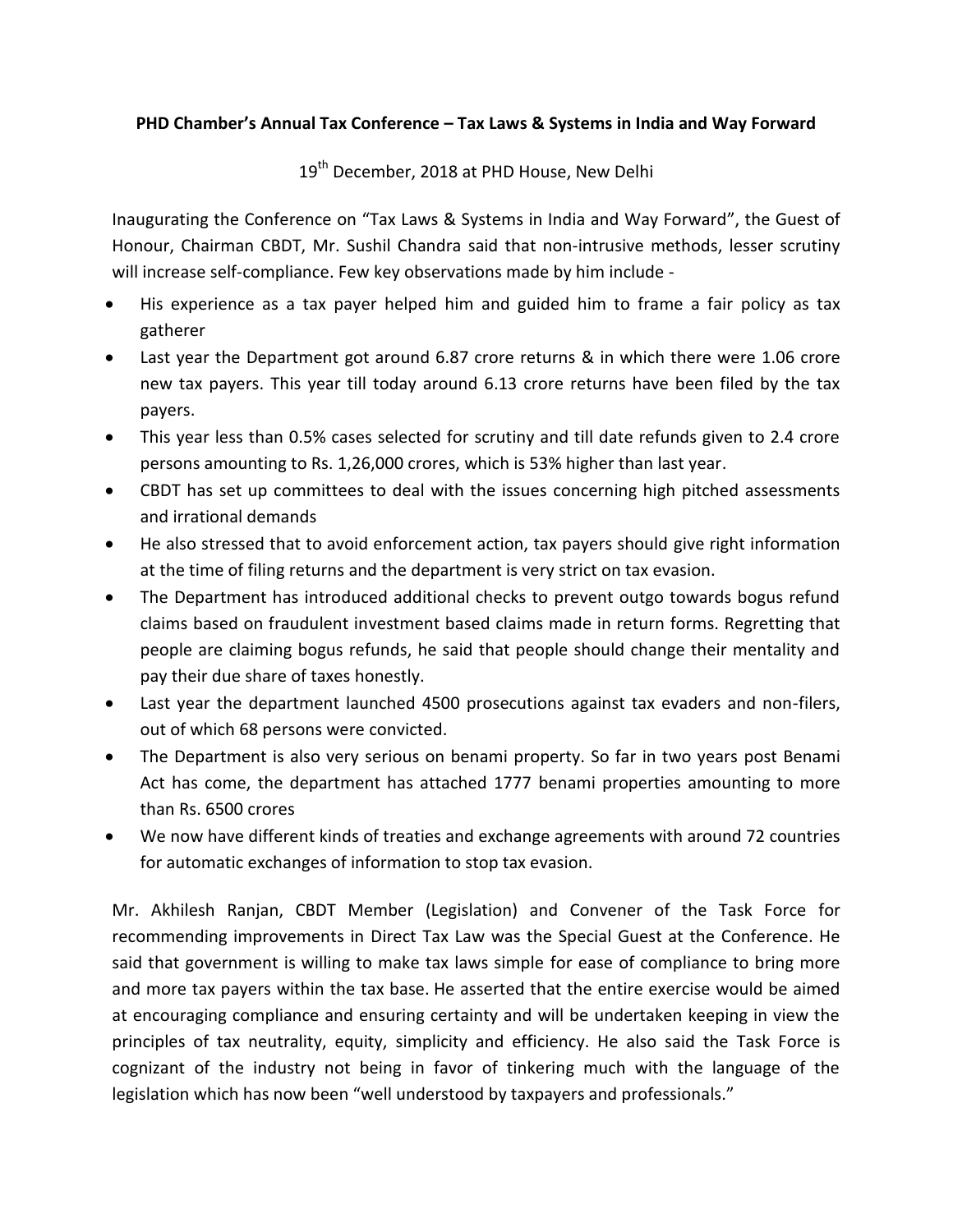**PHD Chamber's Annual Tax Conference – Tax Laws & Systems in India and Way Forward**

19th December, 2018 at PHD House, New Delhi

Inaugurating the Conference on "Tax Laws & Systems in India and Way Forward", the Guest of Honour, Chairman CBDT, Mr. Sushil Chandra said that non-intrusive methods, lesser scrutiny will increase self-compliance. Few key observations made by him include -

- His experience as a tax payer helped him and guided him to frame a fair policy as tax gatherer
- Last year the Department got around 6.87 crore returns & in which there were 1.06 crore new tax payers. This year till today around 6.13 crore returns have been filed by the tax payers.
- This year less than 0.5% cases selected for scrutiny and till date refunds given to 2.4 crore persons amounting to Rs. 1,26,000 crores, which is 53% higher than last year.
- CBDT has set up committees to deal with the issues concerning high pitched assessments and irrational demands
- He also stressed that to avoid enforcement action, tax payers should give right information at the time of filing returns and the department is very strict on tax evasion.
- The Department has introduced additional checks to prevent outgo towards bogus refund claims based on fraudulent investment based claims made in return forms. Regretting that people are claiming bogus refunds, he said that people should change their mentality and pay their due share of taxes honestly.
- Last year the department launched 4500 prosecutions against tax evaders and non-filers, out of which 68 persons were convicted.
- The Department is also very serious on benami property. So far in two years post Benami Act has come, the department has attached 1777 benami properties amounting to more than Rs. 6500 crores
- We now have different kinds of treaties and exchange agreements with around 72 countries for automatic exchanges of information to stop tax evasion.

Mr. Akhilesh Ranjan, CBDT Member (Legislation) and Convener of the Task Force for recommending improvements in Direct Tax Law was the Special Guest at the Conference. He said that government is willing to make tax laws simple for ease of compliance to bring more and more tax payers within the tax base. He asserted that the entire exercise would be aimed at encouraging compliance and ensuring certainty and will be undertaken keeping in view the principles of tax neutrality, equity, simplicity and efficiency. He also said the Task Force is cognizant of the industry not being in favor of tinkering much with the language of the legislation which has now been "well understood by taxpayers and professionals."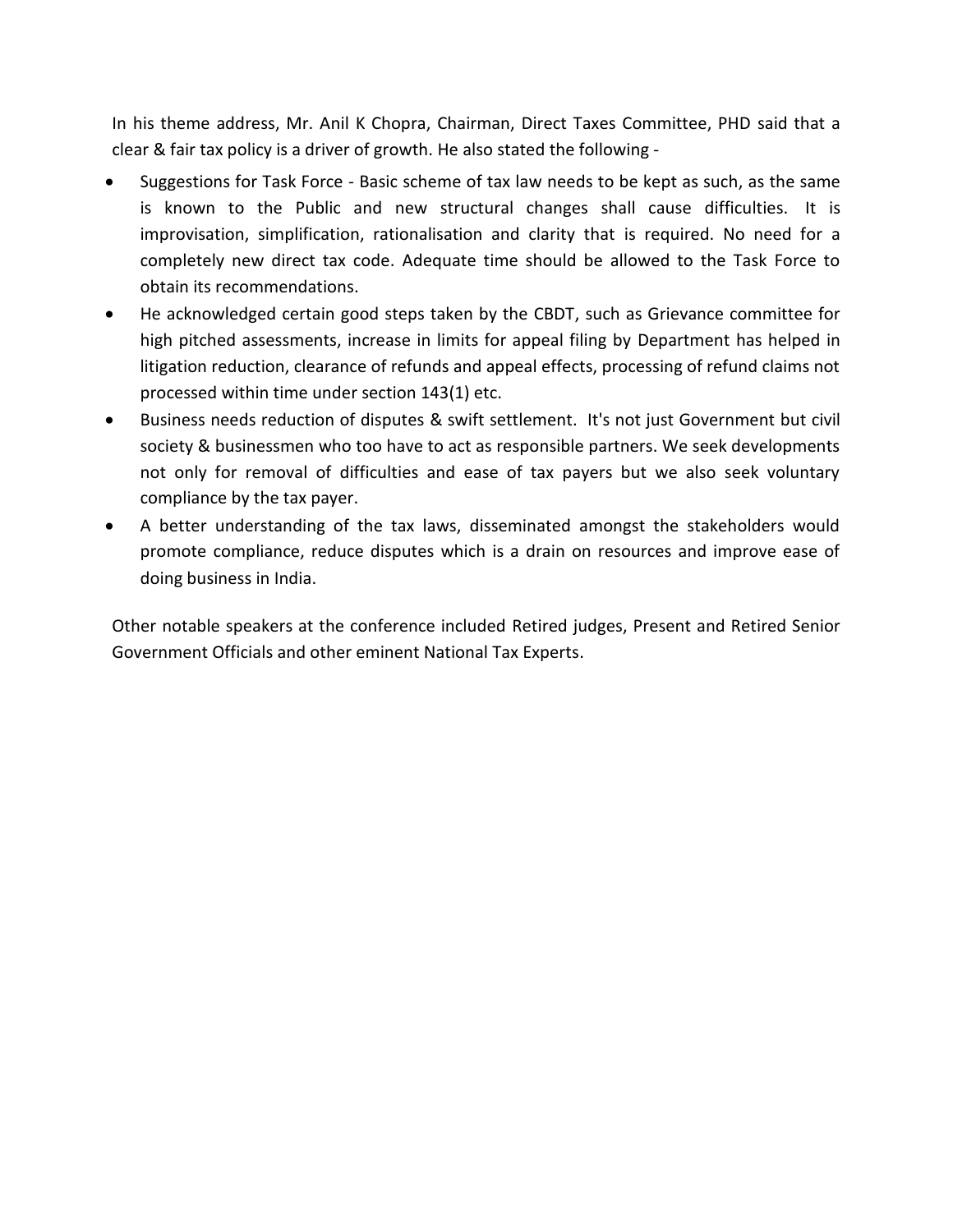In his theme address, Mr. Anil K Chopra, Chairman, Direct Taxes Committee, PHD said that a clear & fair tax policy is a driver of growth. He also stated the following -

- Suggestions for Task Force - Basic scheme of tax law needs to be kept as such, as the same is known to the Public and new structural changes shall cause difficulties. It is improvisation, simplification, rationalisation and clarity that is required. No need for a completely new direct tax code. Adequate time should be allowed to the Task Force to obtain its recommendations.
- He acknowledged certain good steps taken by the CBDT, such as Grievance committee for high pitched assessments, increase in limits for appeal filing by Department has helped in litigation reduction, clearance of refunds and appeal effects, processing of refund claims not processed within time under section 143(1) etc.
- Business needs reduction of disputes & swift settlement. It's not just Government but civil society & businessmen who too have to act as responsible partners. We seek developments not only for removal of difficulties and ease of tax payers but we also seek voluntary compliance by the tax payer.
- A better understanding of the tax laws, disseminated amongst the stakeholders would promote compliance, reduce disputes which is a drain on resources and improve ease of doing business in India.

Other notable speakers at the conference included Retired judges, Present and Retired Senior Government Officials and other eminent National Tax Experts.